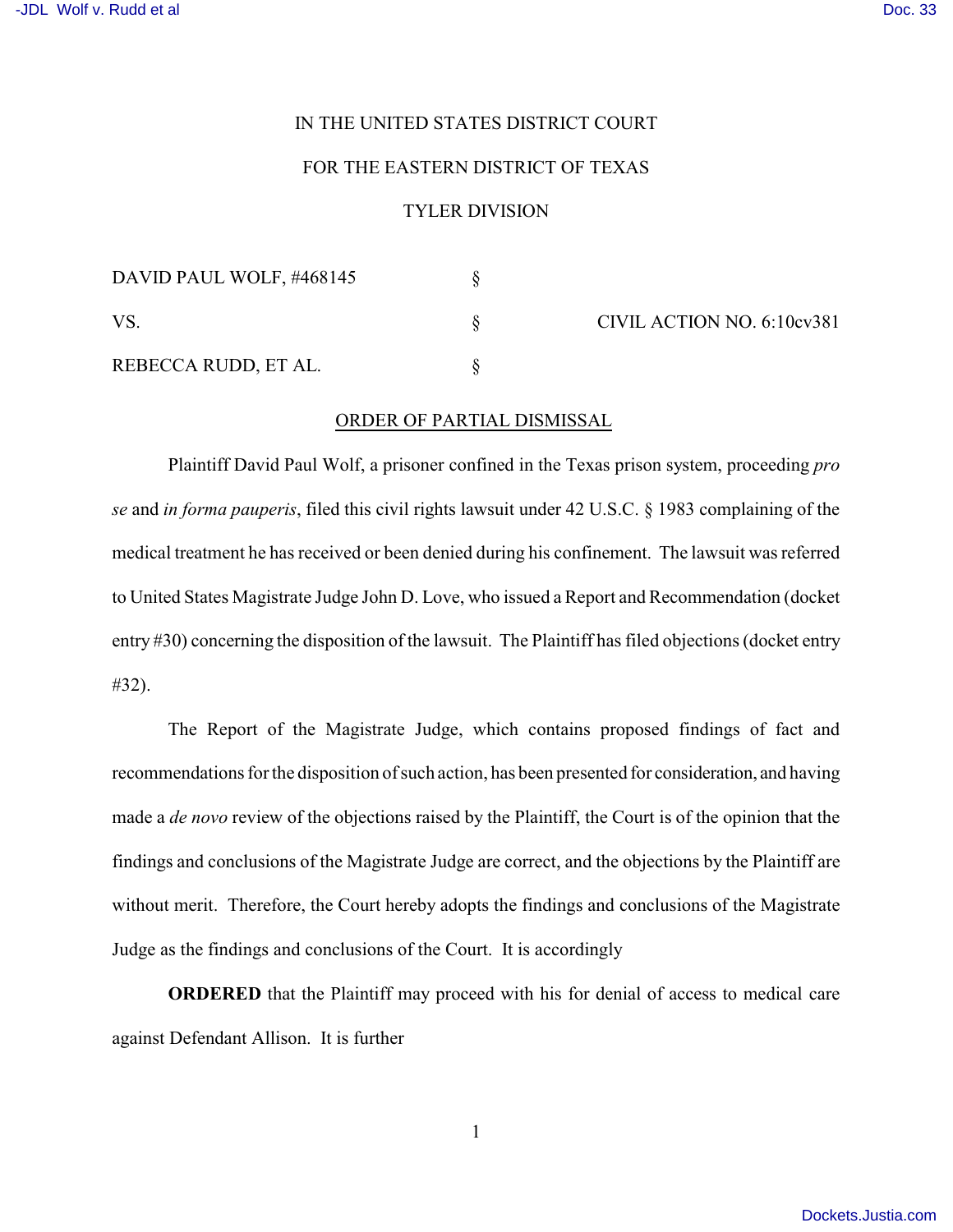IN THE UNITED STATES DISTRICT COURT

FOR THE EASTERN DISTRICT OF TEXAS

TYLER DIVISION

| | | |
|---|---|---|
| DAVID PAUL WOLF, #468145 | § | |
| VS. | § | CIVIL ACTION NO. 6:10cv381 |
| REBECCA RUDD, ET AL. | § | |

ORDER OF PARTIAL DISMISSAL

Plaintiff David Paul Wolf, a prisoner confined in the Texas prison system, proceeding *pro se* and *in forma pauperis*, filed this civil rights lawsuit under 42 U.S.C. § 1983 complaining of the medical treatment he has received or been denied during his confinement. The lawsuit was referred to United States Magistrate Judge John D. Love, who issued a Report and Recommendation (docket entry #30) concerning the disposition of the lawsuit. The Plaintiff has filed objections (docket entry #32).

The Report of the Magistrate Judge, which contains proposed findings of fact and recommendations for the disposition of such action, has been presented for consideration, and having made a *de novo* review of the objections raised by the Plaintiff, the Court is of the opinion that the findings and conclusions of the Magistrate Judge are correct, and the objections by the Plaintiff are without merit. Therefore, the Court hereby adopts the findings and conclusions of the Magistrate Judge as the findings and conclusions of the Court. It is accordingly

**ORDERED** that the Plaintiff may proceed with his for denial of access to medical care against Defendant Allison. It is further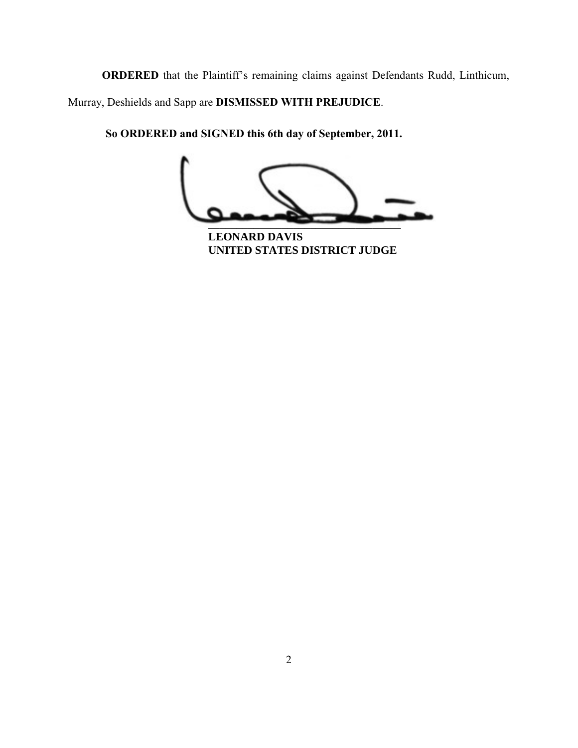**ORDERED** that the Plaintiff's remaining claims against Defendants Rudd, Linthicum, Murray, Deshields and Sapp are **DISMISSED WITH PREJUDICE**.

**So ORDERED and SIGNED this 6th day of September, 2011.**

**LEONARD DAVIS**
**UNITED STATES DISTRICT JUDGE**